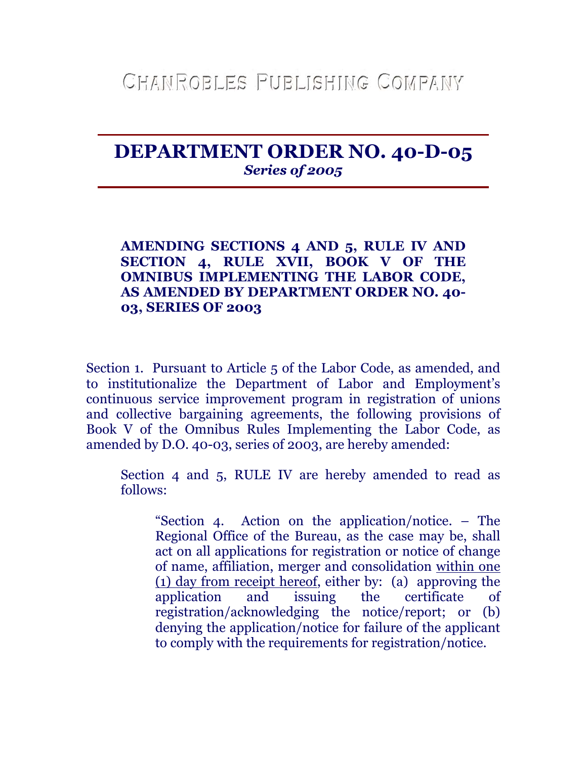CHANROBLES PUBLISHING COMPANY

# DEPARTMENT ORDER NO. 40-D-05
*Series of 2005*

**AMENDING SECTIONS 4 AND 5, RULE IV AND SECTION 4, RULE XVII, BOOK V OF THE OMNIBUS IMPLEMENTING THE LABOR CODE, AS AMENDED BY DEPARTMENT ORDER NO. 40-03, SERIES OF 2003**

Section 1. Pursuant to Article 5 of the Labor Code, as amended, and to institutionalize the Department of Labor and Employment's continuous service improvement program in registration of unions and collective bargaining agreements, the following provisions of Book V of the Omnibus Rules Implementing the Labor Code, as amended by D.O. 40-03, series of 2003, are hereby amended:

> Section 4 and 5, RULE IV are hereby amended to read as follows:
>
> > "Section 4. Action on the application/notice. – The Regional Office of the Bureau, as the case may be, shall act on all applications for registration or notice of change of name, affiliation, merger and consolidation <u>within one (1) day from receipt hereof</u>, either by: (a) approving the application and issuing the certificate of registration/acknowledging the notice/report; or (b) denying the application/notice for failure of the applicant to comply with the requirements for registration/notice.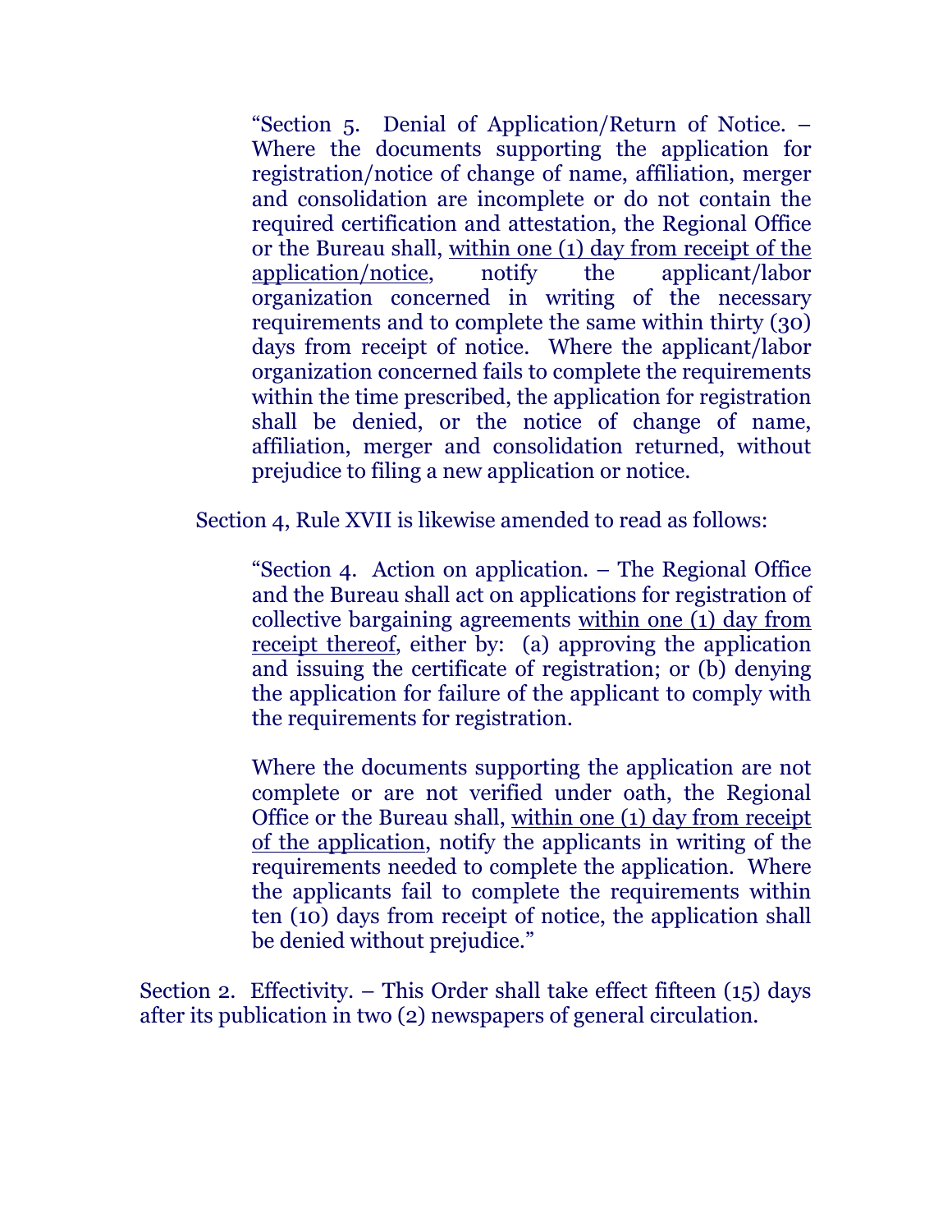> "Section 5. Denial of Application/Return of Notice. – Where the documents supporting the application for registration/notice of change of name, affiliation, merger and consolidation are incomplete or do not contain the required certification and attestation, the Regional Office or the Bureau shall, <u>within one (1) day from receipt of the application/notice</u>, notify the applicant/labor organization concerned in writing of the necessary requirements and to complete the same within thirty (30) days from receipt of notice. Where the applicant/labor organization concerned fails to complete the requirements within the time prescribed, the application for registration shall be denied, or the notice of change of name, affiliation, merger and consolidation returned, without prejudice to filing a new application or notice.

Section 4, Rule XVII is likewise amended to read as follows:

> "Section 4. Action on application. – The Regional Office and the Bureau shall act on applications for registration of collective bargaining agreements <u>within one (1) day from receipt thereof</u>, either by: (a) approving the application and issuing the certificate of registration; or (b) denying the application for failure of the applicant to comply with the requirements for registration.
>
> Where the documents supporting the application are not complete or are not verified under oath, the Regional Office or the Bureau shall, <u>within one (1) day from receipt of the application</u>, notify the applicants in writing of the requirements needed to complete the application. Where the applicants fail to complete the requirements within ten (10) days from receipt of notice, the application shall be denied without prejudice."

Section 2. Effectivity. – This Order shall take effect fifteen (15) days after its publication in two (2) newspapers of general circulation.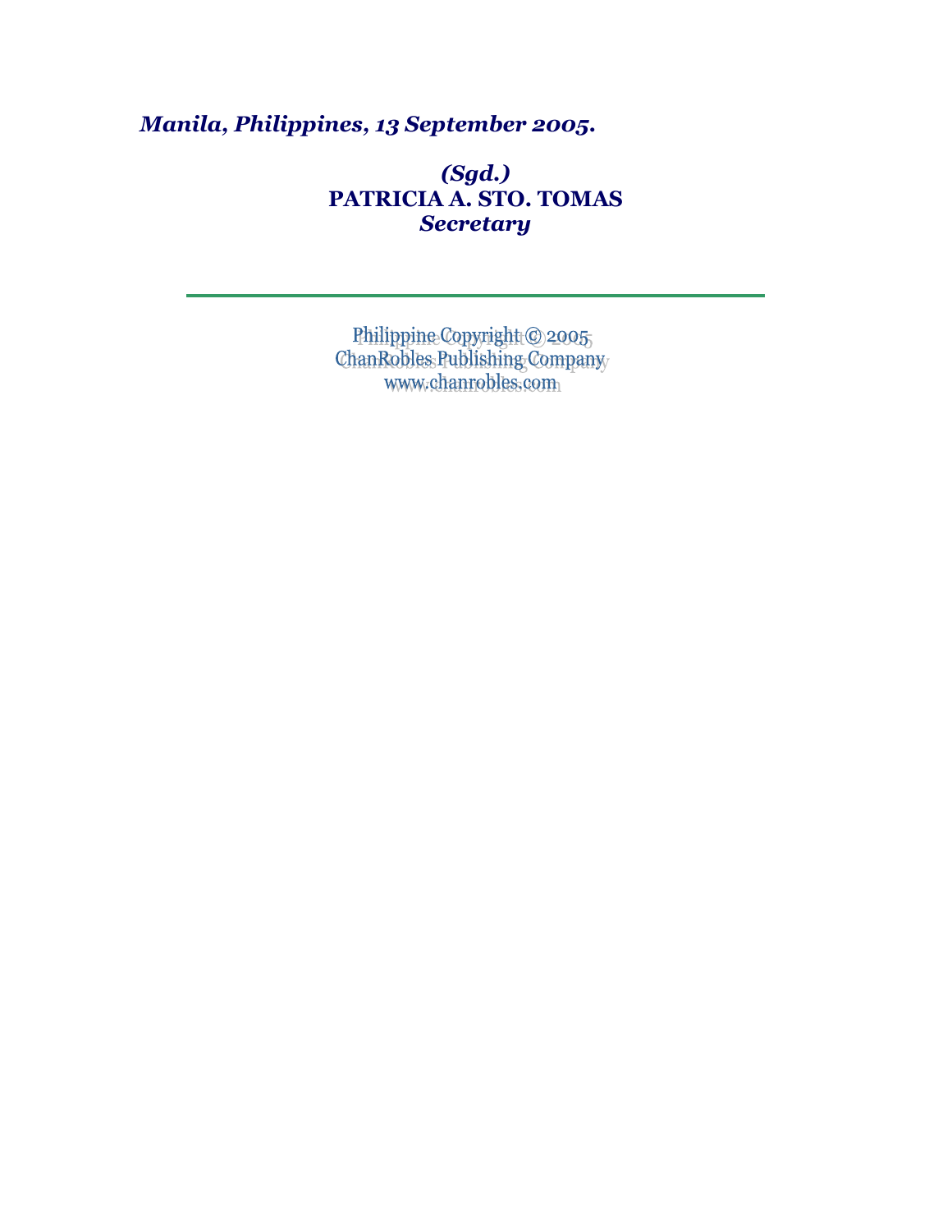*Manila, Philippines, 13 September 2005.*

*(Sgd.)*
**PATRICIA A. STO. TOMAS**
***Secretary***

---

Philippine Copyright © 2005
ChanRobles Publishing Company
www.chanrobles.com